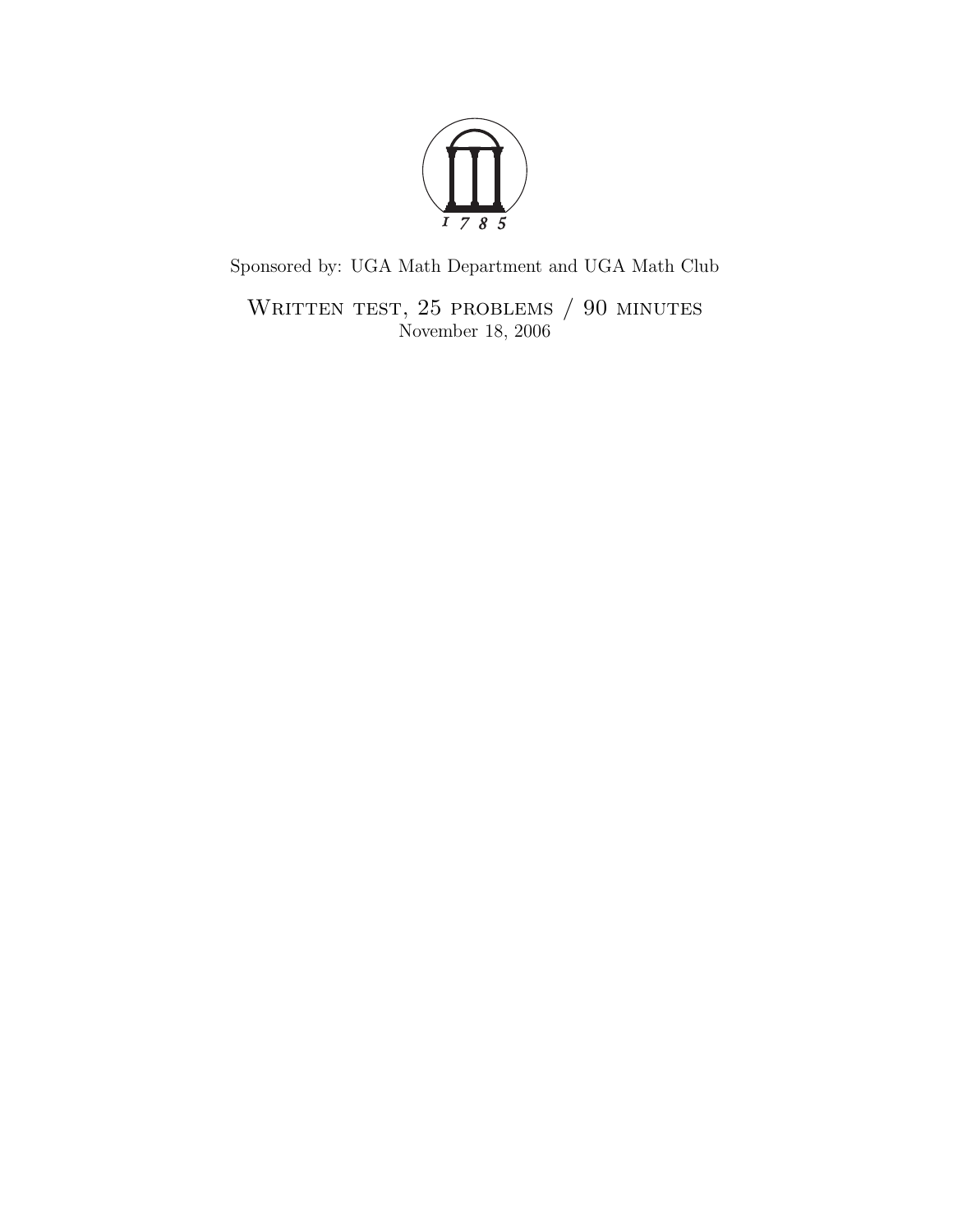1785

Sponsored by: UGA Math Department and UGA Math Club

# Written test, 25 problems / 90 minutes

November 18, 2006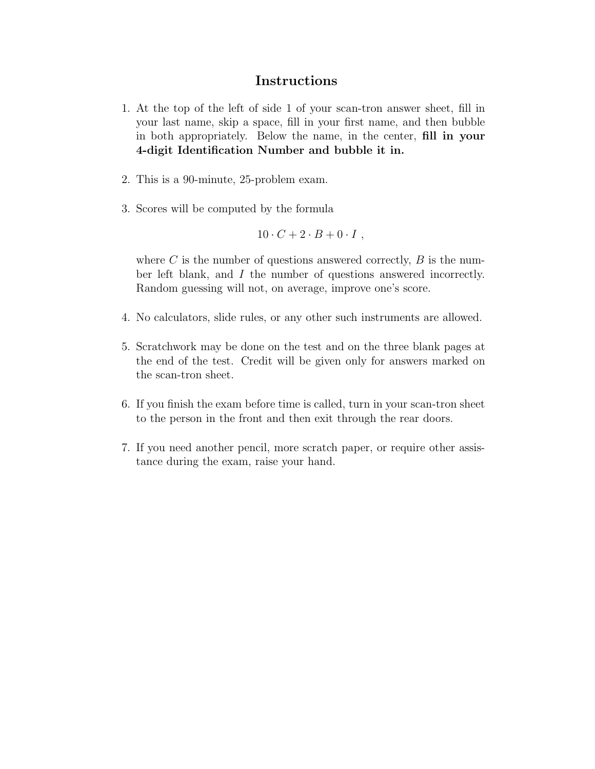# Instructions

1. At the top of the left of side 1 of your scan-tron answer sheet, fill in your last name, skip a space, fill in your first name, and then bubble in both appropriately. Below the name, in the center, **fill in your 4-digit Identification Number and bubble it in.**

2. This is a 90-minute, 25-problem exam.

3. Scores will be computed by the formula

   $$10 \cdot C + 2 \cdot B + 0 \cdot I \ ,$$

   where $C$ is the number of questions answered correctly, $B$ is the number left blank, and $I$ the number of questions answered incorrectly. Random guessing will not, on average, improve one's score.

4. No calculators, slide rules, or any other such instruments are allowed.

5. Scratchwork may be done on the test and on the three blank pages at the end of the test. Credit will be given only for answers marked on the scan-tron sheet.

6. If you finish the exam before time is called, turn in your scan-tron sheet to the person in the front and then exit through the rear doors.

7. If you need another pencil, more scratch paper, or require other assistance during the exam, raise your hand.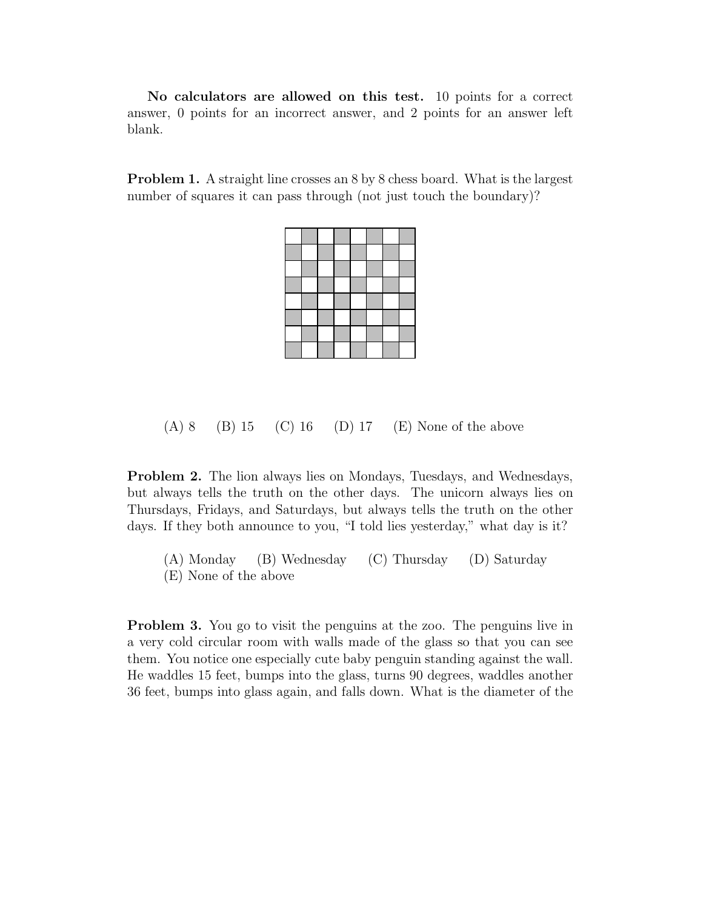**No calculators are allowed on this test.** 10 points for a correct answer, 0 points for an incorrect answer, and 2 points for an answer left blank.

**Problem 1.** A straight line crosses an 8 by 8 chess board. What is the largest number of squares it can pass through (not just touch the boundary)?

(A) 8 (B) 15 (C) 16 (D) 17 (E) None of the above

**Problem 2.** The lion always lies on Mondays, Tuesdays, and Wednesdays, but always tells the truth on the other days. The unicorn always lies on Thursdays, Fridays, and Saturdays, but always tells the truth on the other days. If they both announce to you, "I told lies yesterday," what day is it?

(A) Monday (B) Wednesday (C) Thursday (D) Saturday
(E) None of the above

**Problem 3.** You go to visit the penguins at the zoo. The penguins live in a very cold circular room with walls made of the glass so that you can see them. You notice one especially cute baby penguin standing against the wall. He waddles 15 feet, bumps into the glass, turns 90 degrees, waddles another 36 feet, bumps into glass again, and falls down. What is the diameter of the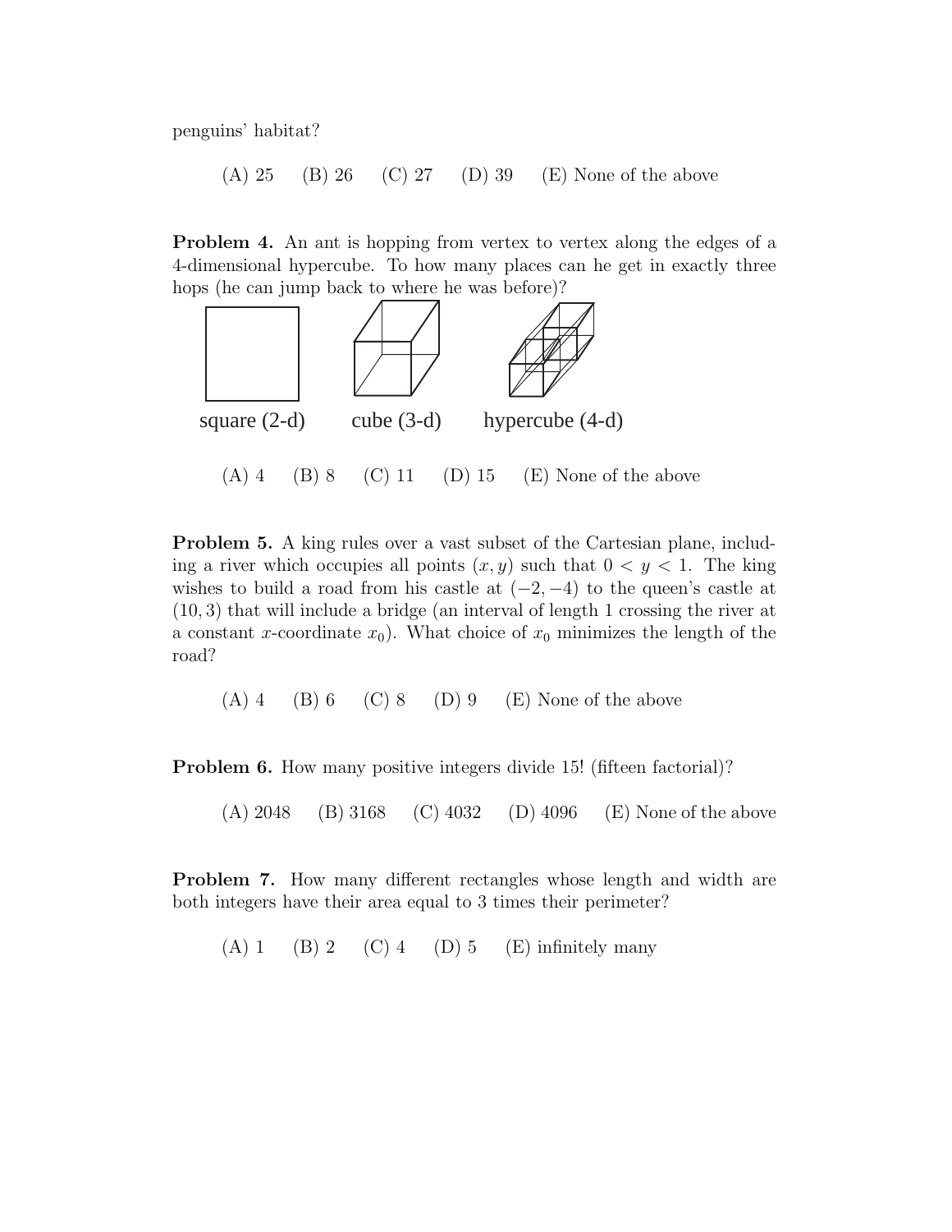penguins' habitat?

(A) 25 (B) 26 (C) 27 (D) 39 (E) None of the above

**Problem 4.** An ant is hopping from vertex to vertex along the edges of a 4-dimensional hypercube. To how many places can he get in exactly three hops (he can jump back to where he was before)?

square (2-d) cube (3-d) hypercube (4-d)

(A) 4 (B) 8 (C) 11 (D) 15 (E) None of the above

**Problem 5.** A king rules over a vast subset of the Cartesian plane, including a river which occupies all points $(x, y)$ such that $0 < y < 1$. The king wishes to build a road from his castle at $(-2, -4)$ to the queen's castle at $(10, 3)$ that will include a bridge (an interval of length 1 crossing the river at a constant $x$-coordinate $x_0$). What choice of $x_0$ minimizes the length of the road?

(A) 4 (B) 6 (C) 8 (D) 9 (E) None of the above

**Problem 6.** How many positive integers divide 15! (fifteen factorial)?

(A) 2048 (B) 3168 (C) 4032 (D) 4096 (E) None of the above

**Problem 7.** How many different rectangles whose length and width are both integers have their area equal to 3 times their perimeter?

(A) 1 (B) 2 (C) 4 (D) 5 (E) infinitely many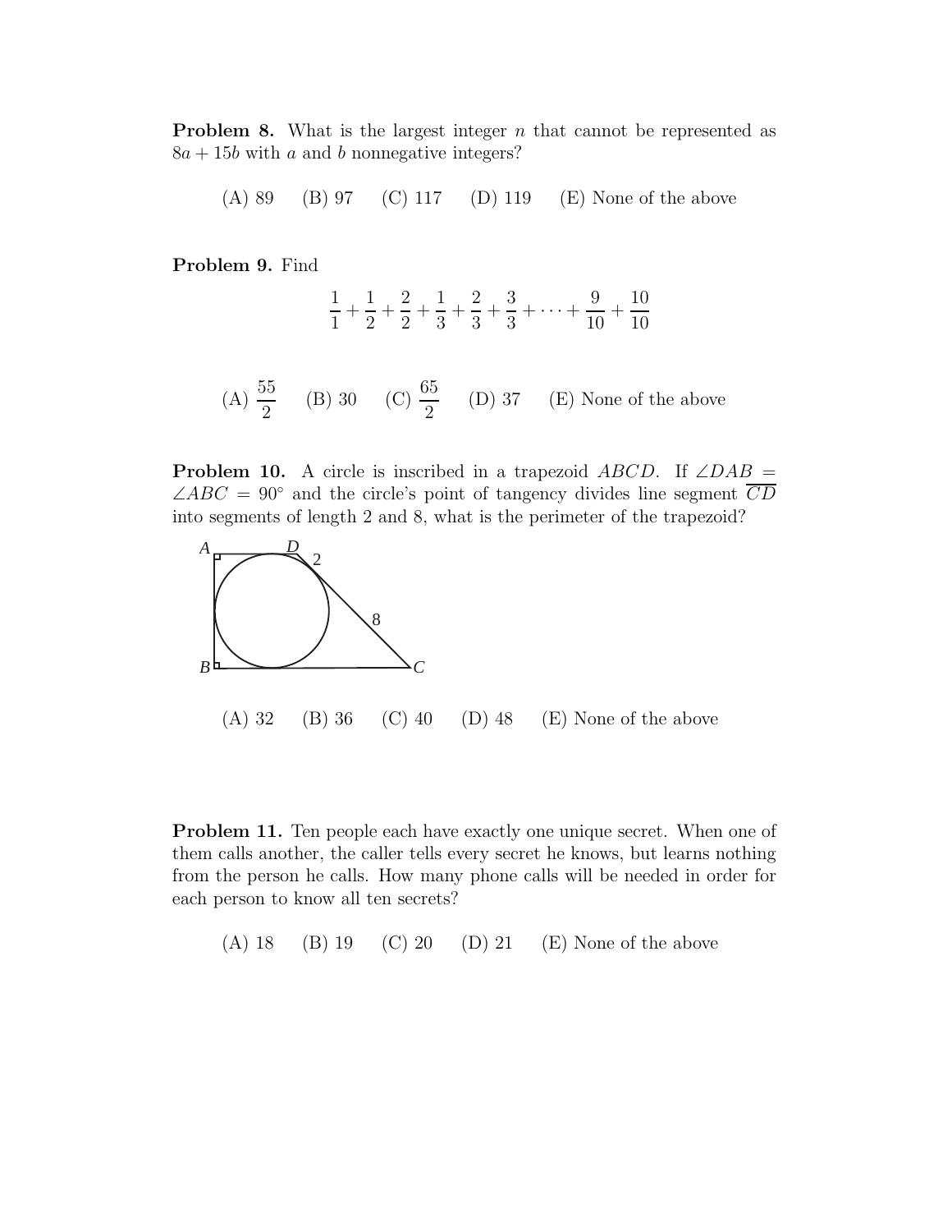**Problem 8.** What is the largest integer $n$ that cannot be represented as $8a + 15b$ with $a$ and $b$ nonnegative integers?

(A) 89 (B) 97 (C) 117 (D) 119 (E) None of the above

**Problem 9.** Find

$$\frac{1}{1} + \frac{1}{2} + \frac{2}{2} + \frac{1}{3} + \frac{2}{3} + \frac{3}{3} + \cdots + \frac{9}{10} + \frac{10}{10}$$

(A) $\frac{55}{2}$ (B) 30 (C) $\frac{65}{2}$ (D) 37 (E) None of the above

**Problem 10.** A circle is inscribed in a trapezoid $ABCD$. If $\angle DAB = \angle ABC = 90°$ and the circle's point of tangency divides line segment $\overline{CD}$ into segments of length 2 and 8, what is the perimeter of the trapezoid?

(A) 32 (B) 36 (C) 40 (D) 48 (E) None of the above

**Problem 11.** Ten people each have exactly one unique secret. When one of them calls another, the caller tells every secret he knows, but learns nothing from the person he calls. How many phone calls will be needed in order for each person to know all ten secrets?

(A) 18 (B) 19 (C) 20 (D) 21 (E) None of the above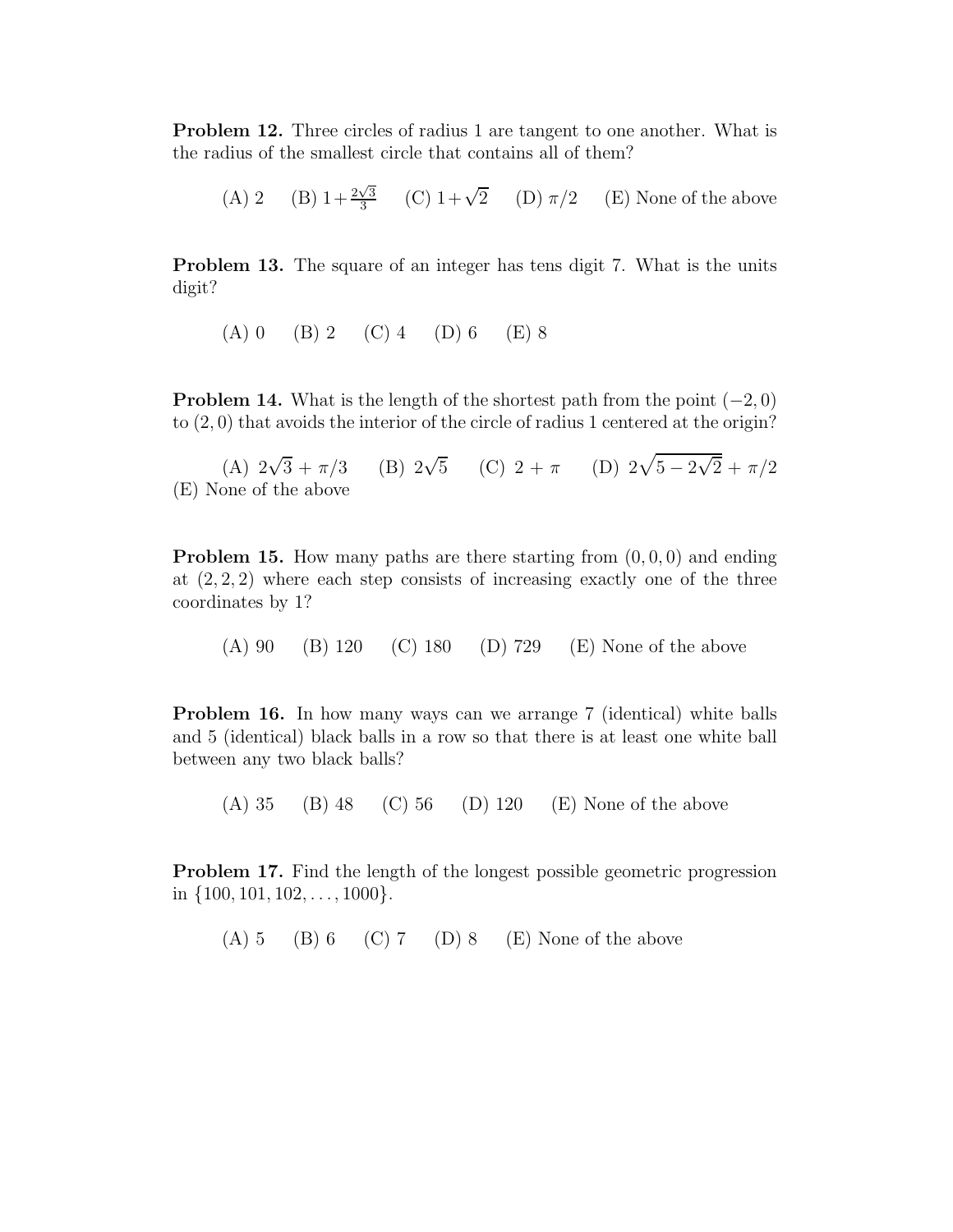**Problem 12.** Three circles of radius 1 are tangent to one another. What is the radius of the smallest circle that contains all of them?

(A) 2 (B) $1+\frac{2\sqrt{3}}{3}$ (C) $1+\sqrt{2}$ (D) $\pi/2$ (E) None of the above

**Problem 13.** The square of an integer has tens digit 7. What is the units digit?

(A) 0 (B) 2 (C) 4 (D) 6 (E) 8

**Problem 14.** What is the length of the shortest path from the point $(-2, 0)$ to $(2, 0)$ that avoids the interior of the circle of radius 1 centered at the origin?

(A) $2\sqrt{3} + \pi/3$ (B) $2\sqrt{5}$ (C) $2 + \pi$ (D) $2\sqrt{5 - 2\sqrt{2}} + \pi/2$ (E) None of the above

**Problem 15.** How many paths are there starting from $(0, 0, 0)$ and ending at $(2, 2, 2)$ where each step consists of increasing exactly one of the three coordinates by 1?

(A) 90 (B) 120 (C) 180 (D) 729 (E) None of the above

**Problem 16.** In how many ways can we arrange 7 (identical) white balls and 5 (identical) black balls in a row so that there is at least one white ball between any two black balls?

(A) 35 (B) 48 (C) 56 (D) 120 (E) None of the above

**Problem 17.** Find the length of the longest possible geometric progression in $\{100, 101, 102, \ldots, 1000\}$.

(A) 5 (B) 6 (C) 7 (D) 8 (E) None of the above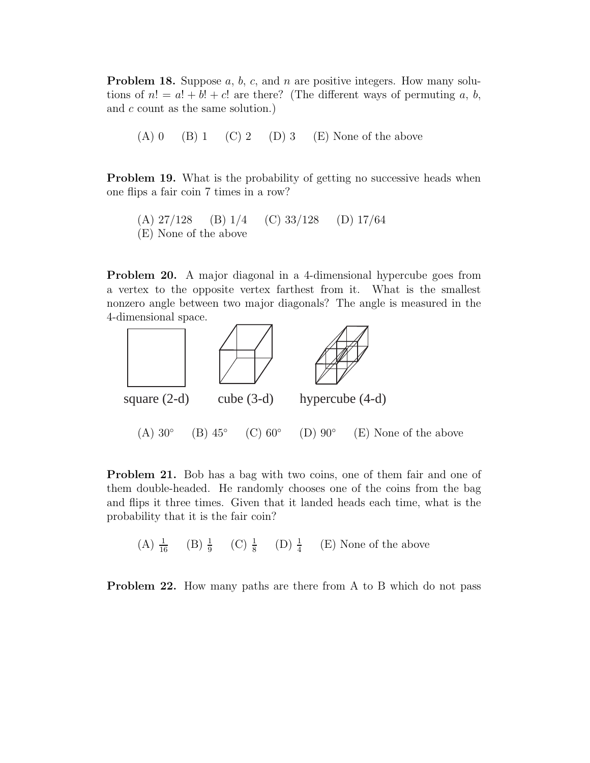**Problem 18.** Suppose $a$, $b$, $c$, and $n$ are positive integers. How many solutions of $n! = a! + b! + c!$ are there? (The different ways of permuting $a$, $b$, and $c$ count as the same solution.)

(A) 0 (B) 1 (C) 2 (D) 3 (E) None of the above

**Problem 19.** What is the probability of getting no successive heads when one flips a fair coin 7 times in a row?

(A) 27/128 (B) 1/4 (C) 33/128 (D) 17/64
(E) None of the above

**Problem 20.** A major diagonal in a 4-dimensional hypercube goes from a vertex to the opposite vertex farthest from it. What is the smallest nonzero angle between two major diagonals? The angle is measured in the 4-dimensional space.

square (2-d) cube (3-d) hypercube (4-d)

(A) 30° (B) 45° (C) 60° (D) 90° (E) None of the above

**Problem 21.** Bob has a bag with two coins, one of them fair and one of them double-headed. He randomly chooses one of the coins from the bag and flips it three times. Given that it landed heads each time, what is the probability that it is the fair coin?

(A) $\frac{1}{16}$ (B) $\frac{1}{9}$ (C) $\frac{1}{8}$ (D) $\frac{1}{4}$ (E) None of the above

**Problem 22.** How many paths are there from A to B which do not pass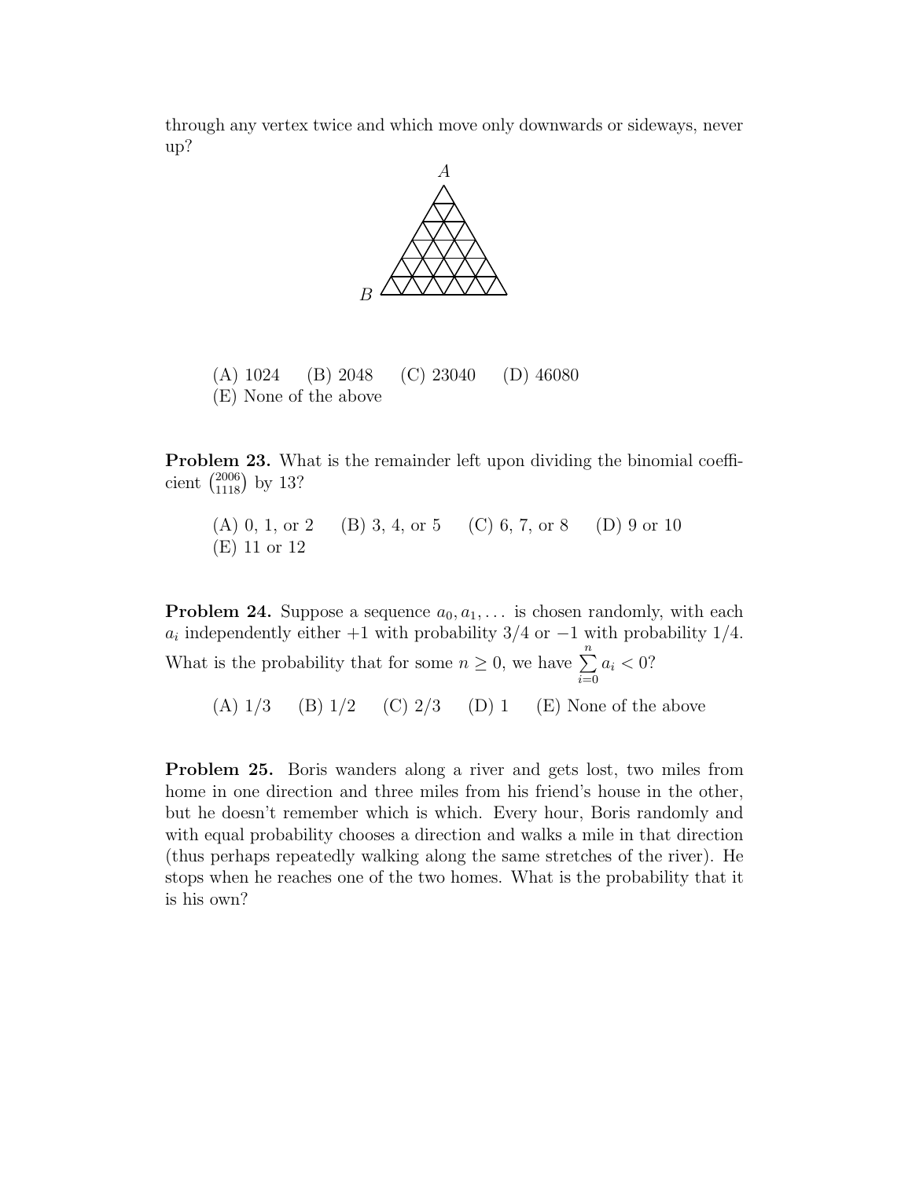through any vertex twice and which move only downwards or sideways, never up?

(A) 1024 (B) 2048 (C) 23040 (D) 46080
(E) None of the above

**Problem 23.** What is the remainder left upon dividing the binomial coefficient $\binom{2006}{1118}$ by 13?

(A) 0, 1, or 2 (B) 3, 4, or 5 (C) 6, 7, or 8 (D) 9 or 10
(E) 11 or 12

**Problem 24.** Suppose a sequence $a_0, a_1, \ldots$ is chosen randomly, with each $a_i$ independently either $+1$ with probability $3/4$ or $-1$ with probability $1/4$. What is the probability that for some $n \geq 0$, we have $\sum_{i=0}^{n} a_i < 0$?

(A) 1/3 (B) 1/2 (C) 2/3 (D) 1 (E) None of the above

**Problem 25.** Boris wanders along a river and gets lost, two miles from home in one direction and three miles from his friend's house in the other, but he doesn't remember which is which. Every hour, Boris randomly and with equal probability chooses a direction and walks a mile in that direction (thus perhaps repeatedly walking along the same stretches of the river). He stops when he reaches one of the two homes. What is the probability that it is his own?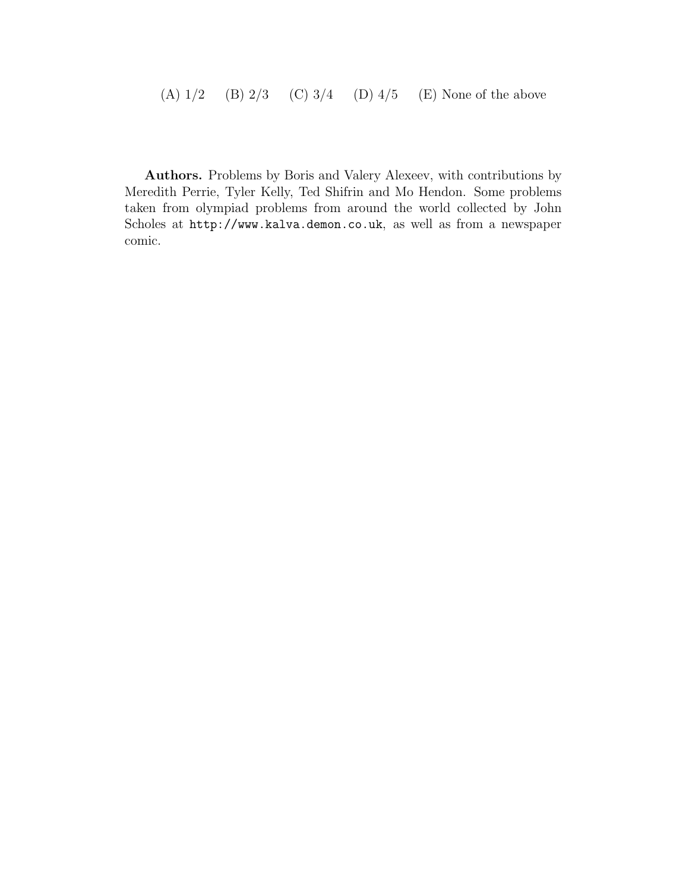(A) $1/2$ (B) $2/3$ (C) $3/4$ (D) $4/5$ (E) None of the above

**Authors.** Problems by Boris and Valery Alexeev, with contributions by Meredith Perrie, Tyler Kelly, Ted Shifrin and Mo Hendon. Some problems taken from olympiad problems from around the world collected by John Scholes at `http://www.kalva.demon.co.uk`, as well as from a newspaper comic.